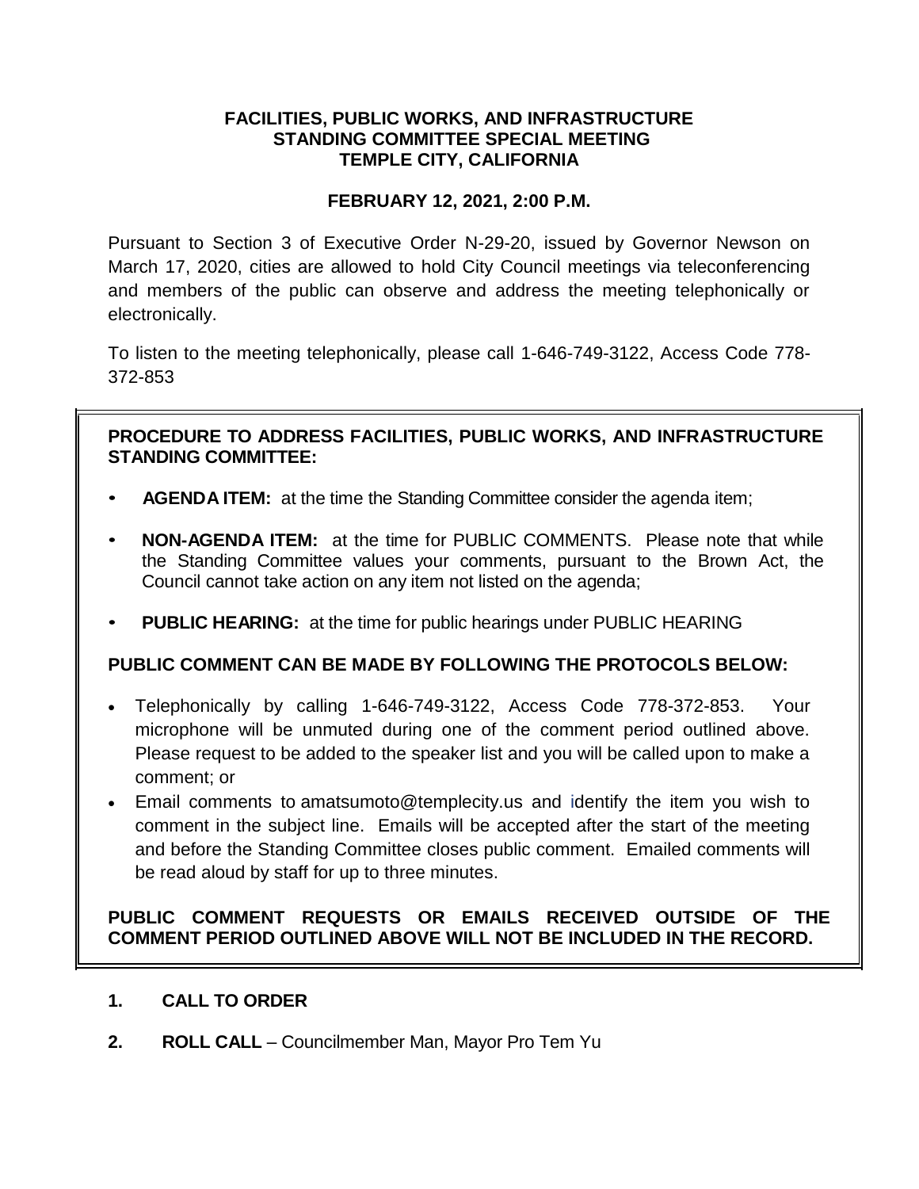**FACILITIES, PUBLIC WORKS, AND INFRASTRUCTURE STANDING COMMITTEE SPECIAL MEETING TEMPLE CITY, CALIFORNIA**

**FEBRUARY 12, 2021, 2:00 P.M.**

Pursuant to Section 3 of Executive Order N-29-20, issued by Governor Newson on March 17, 2020, cities are allowed to hold City Council meetings via teleconferencing and members of the public can observe and address the meeting telephonically or electronically.

To listen to the meeting telephonically, please call 1-646-749-3122, Access Code 778-372-853

**PROCEDURE TO ADDRESS FACILITIES, PUBLIC WORKS, AND INFRASTRUCTURE STANDING COMMITTEE:**

- **AGENDA ITEM:** at the time the Standing Committee consider the agenda item;
- **NON-AGENDA ITEM:** at the time for PUBLIC COMMENTS. Please note that while the Standing Committee values your comments, pursuant to the Brown Act, the Council cannot take action on any item not listed on the agenda;
- **PUBLIC HEARING:** at the time for public hearings under PUBLIC HEARING

**PUBLIC COMMENT CAN BE MADE BY FOLLOWING THE PROTOCOLS BELOW:**

- Telephonically by calling 1-646-749-3122, Access Code 778-372-853. Your microphone will be unmuted during one of the comment period outlined above. Please request to be added to the speaker list and you will be called upon to make a comment; or
- Email comments to amatsumoto@templecity.us and identify the item you wish to comment in the subject line. Emails will be accepted after the start of the meeting and before the Standing Committee closes public comment. Emailed comments will be read aloud by staff for up to three minutes.

**PUBLIC COMMENT REQUESTS OR EMAILS RECEIVED OUTSIDE OF THE COMMENT PERIOD OUTLINED ABOVE WILL NOT BE INCLUDED IN THE RECORD.**

1. **CALL TO ORDER**
2. **ROLL CALL** – Councilmember Man, Mayor Pro Tem Yu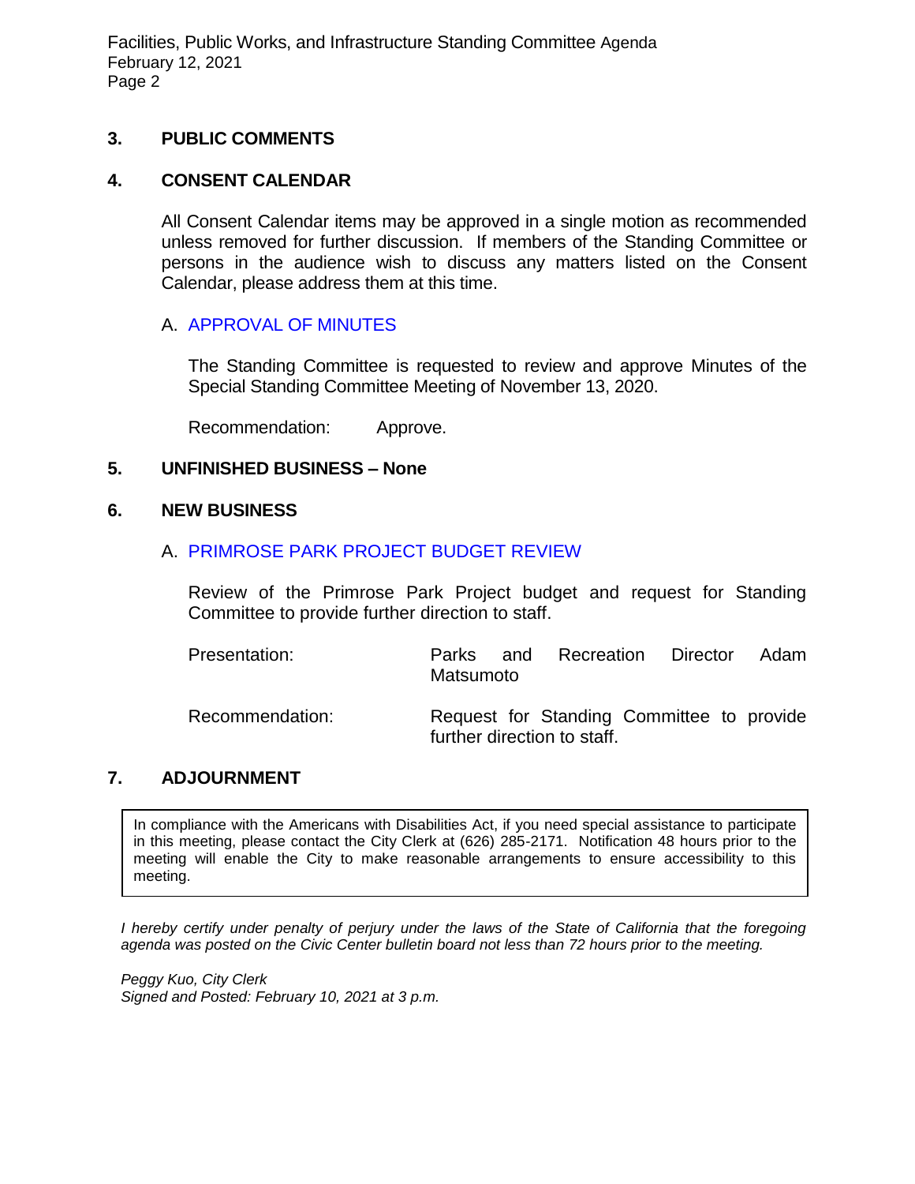## 3. PUBLIC COMMENTS

## 4. CONSENT CALENDAR

All Consent Calendar items may be approved in a single motion as recommended unless removed for further discussion. If members of the Standing Committee or persons in the audience wish to discuss any matters listed on the Consent Calendar, please address them at this time.

### A. APPROVAL OF MINUTES

The Standing Committee is requested to review and approve Minutes of the Special Standing Committee Meeting of November 13, 2020.

Recommendation: Approve.

## 5. UNFINISHED BUSINESS – None

## 6. NEW BUSINESS

### A. PRIMROSE PARK PROJECT BUDGET REVIEW

Review of the Primrose Park Project budget and request for Standing Committee to provide further direction to staff.

Presentation: Parks and Recreation Director Adam Matsumoto

Recommendation: Request for Standing Committee to provide further direction to staff.

## 7. ADJOURNMENT

In compliance with the Americans with Disabilities Act, if you need special assistance to participate in this meeting, please contact the City Clerk at (626) 285-2171. Notification 48 hours prior to the meeting will enable the City to make reasonable arrangements to ensure accessibility to this meeting.

*I hereby certify under penalty of perjury under the laws of the State of California that the foregoing agenda was posted on the Civic Center bulletin board not less than 72 hours prior to the meeting.*

*Peggy Kuo, City Clerk*
*Signed and Posted: February 10, 2021 at 3 p.m.*